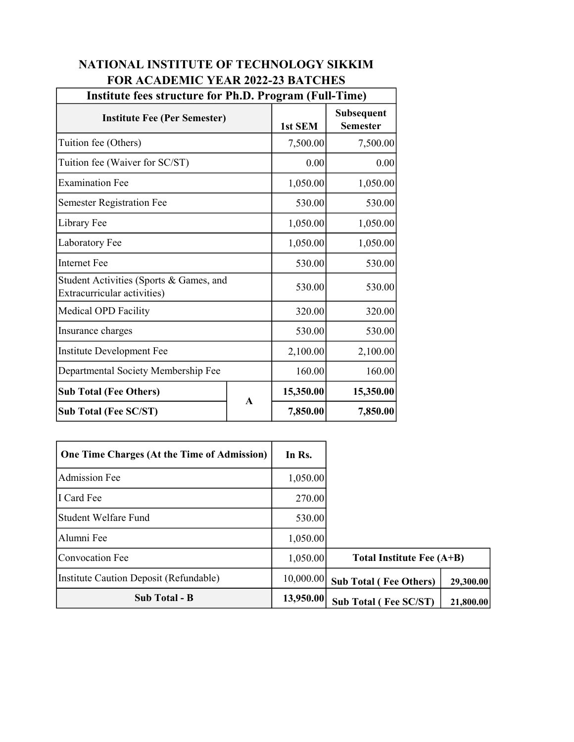# NATIONAL INSTITUTE OF TECHNOLOGY SIKKIM
## FOR ACADEMIC YEAR 2022-23 BATCHES

| Institute fees structure for Ph.D. Program (Full-Time) | | | |
|---|---|---|---|
| **Institute Fee (Per Semester)** | | **1st SEM** | **Subsequent Semester** |
| Tuition fee (Others) | | 7,500.00 | 7,500.00 |
| Tuition fee (Waiver for SC/ST) | | 0.00 | 0.00 |
| Examination Fee | | 1,050.00 | 1,050.00 |
| Semester Registration Fee | | 530.00 | 530.00 |
| Library Fee | | 1,050.00 | 1,050.00 |
| Laboratory Fee | | 1,050.00 | 1,050.00 |
| Internet Fee | | 530.00 | 530.00 |
| Student Activities (Sports & Games, and Extracurricular activities) | | 530.00 | 530.00 |
| Medical OPD Facility | | 320.00 | 320.00 |
| Insurance charges | | 530.00 | 530.00 |
| Institute Development Fee | | 2,100.00 | 2,100.00 |
| Departmental Society Membership Fee | | 160.00 | 160.00 |
| **Sub Total (Fee Others)** | **A** | **15,350.00** | **15,350.00** |
| **Sub Total (Fee SC/ST)** | | **7,850.00** | **7,850.00** |

| **One Time Charges (At the Time of Admission)** | **In Rs.** |
|---|---|
| Admission Fee | 1,050.00 |
| I Card Fee | 270.00 |
| Student Welfare Fund | 530.00 |
| Alumni Fee | 1,050.00 |
| Convocation Fee | 1,050.00 |
| Institute Caution Deposit (Refundable) | 10,000.00 |
| **Sub Total - B** | **13,950.00** |

| **Total Institute Fee (A+B)** | |
|---|---|
| **Sub Total ( Fee Others)** | **29,300.00** |
| **Sub Total ( Fee SC/ST)** | **21,800.00** |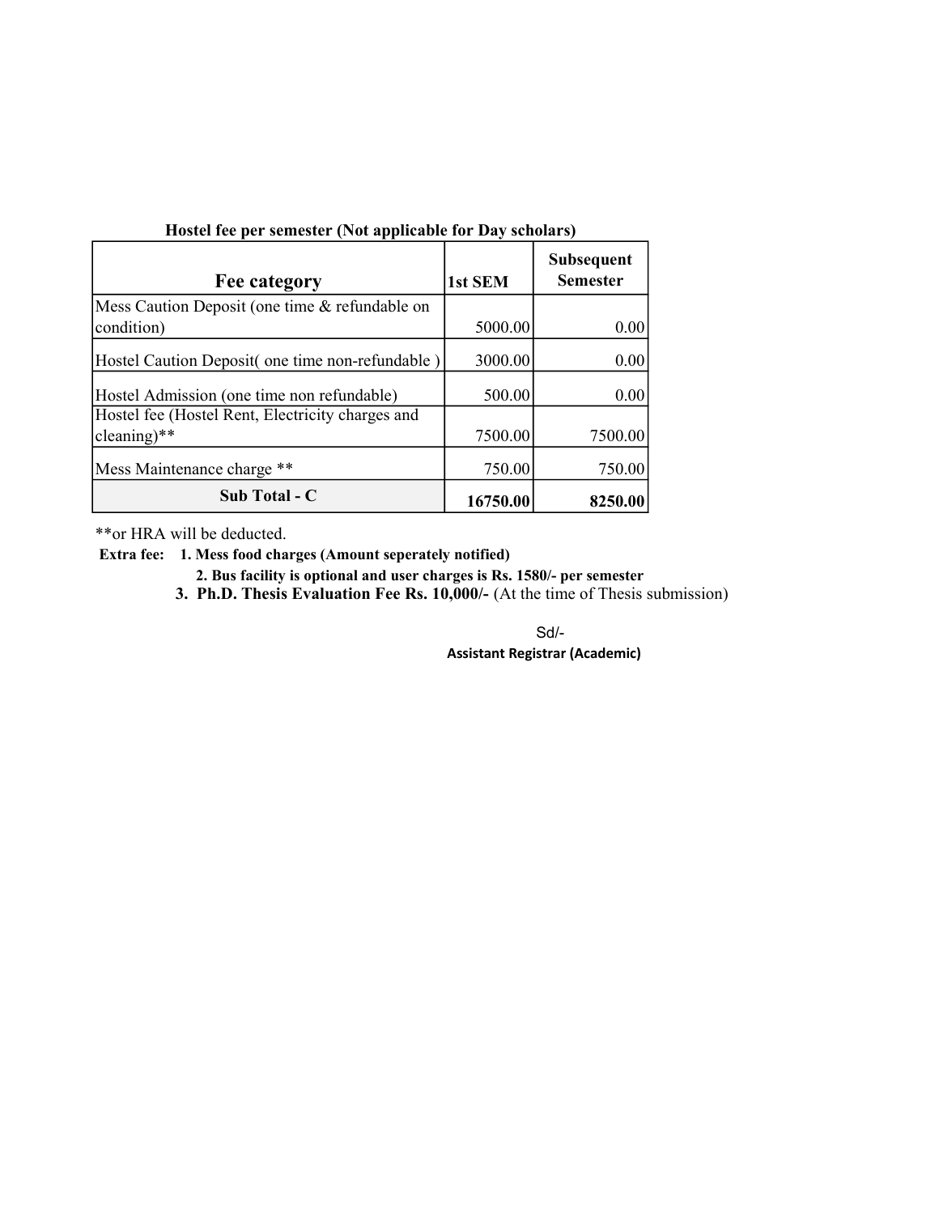**Hostel fee per semester (Not applicable for Day scholars)**

| Fee category | 1st SEM | Subsequent Semester |
|---|---|---|
| Mess Caution Deposit (one time & refundable on condition) | 5000.00 | 0.00 |
| Hostel Caution Deposit( one time non-refundable ) | 3000.00 | 0.00 |
| Hostel Admission (one time non refundable) | 500.00 | 0.00 |
| Hostel fee (Hostel Rent, Electricity charges and cleaning)** | 7500.00 | 7500.00 |
| Mess Maintenance charge ** | 750.00 | 750.00 |
| **Sub Total - C** | **16750.00** | **8250.00** |

**or HRA will be deducted.

**Extra fee:** **1. Mess food charges (Amount seperately notified)**

**2. Bus facility is optional and user charges is Rs. 1580/- per semester**

**3. Ph.D. Thesis Evaluation Fee Rs. 10,000/-** (At the time of Thesis submission)

Sd/-

**Assistant Registrar (Academic)**